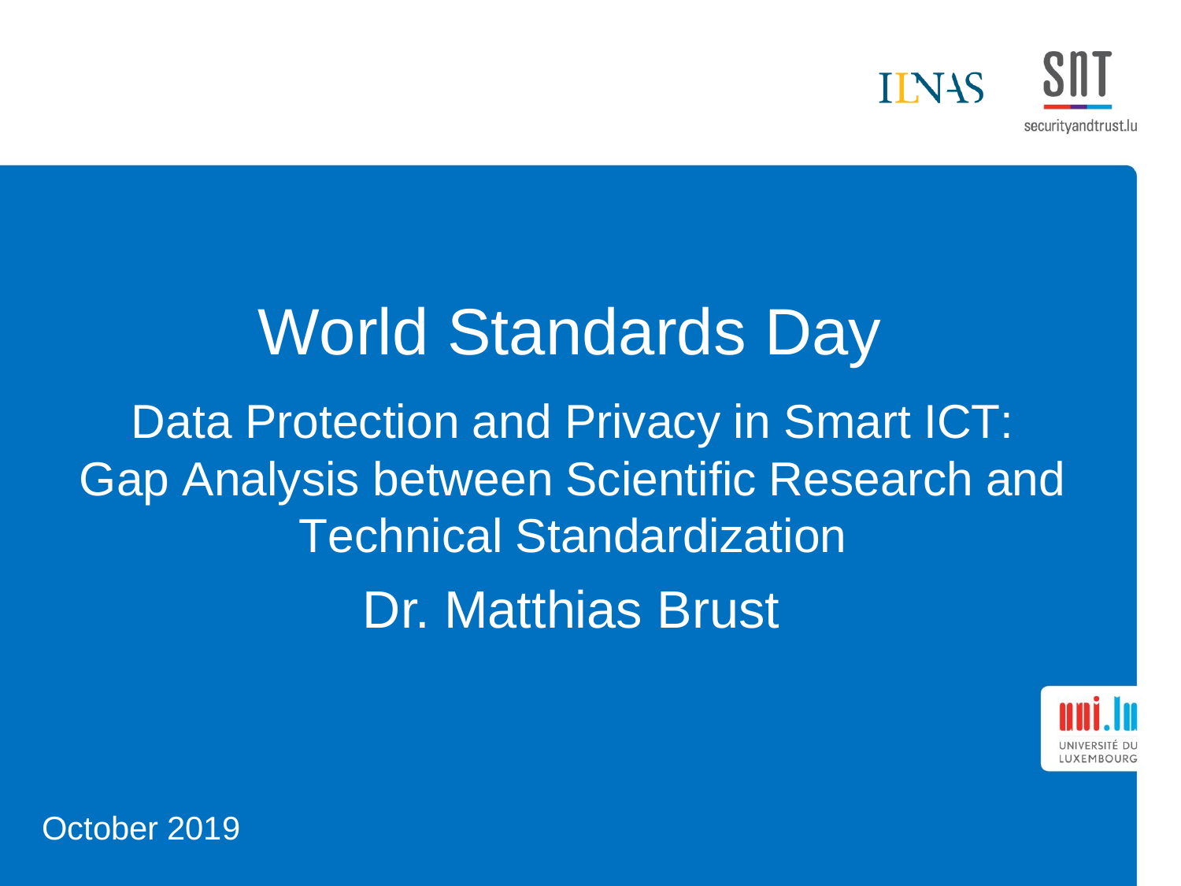# World Standards Day

## Data Protection and Privacy in Smart ICT: Gap Analysis between Scientific Research and Technical Standardization

Dr. Matthias Brust

October 2019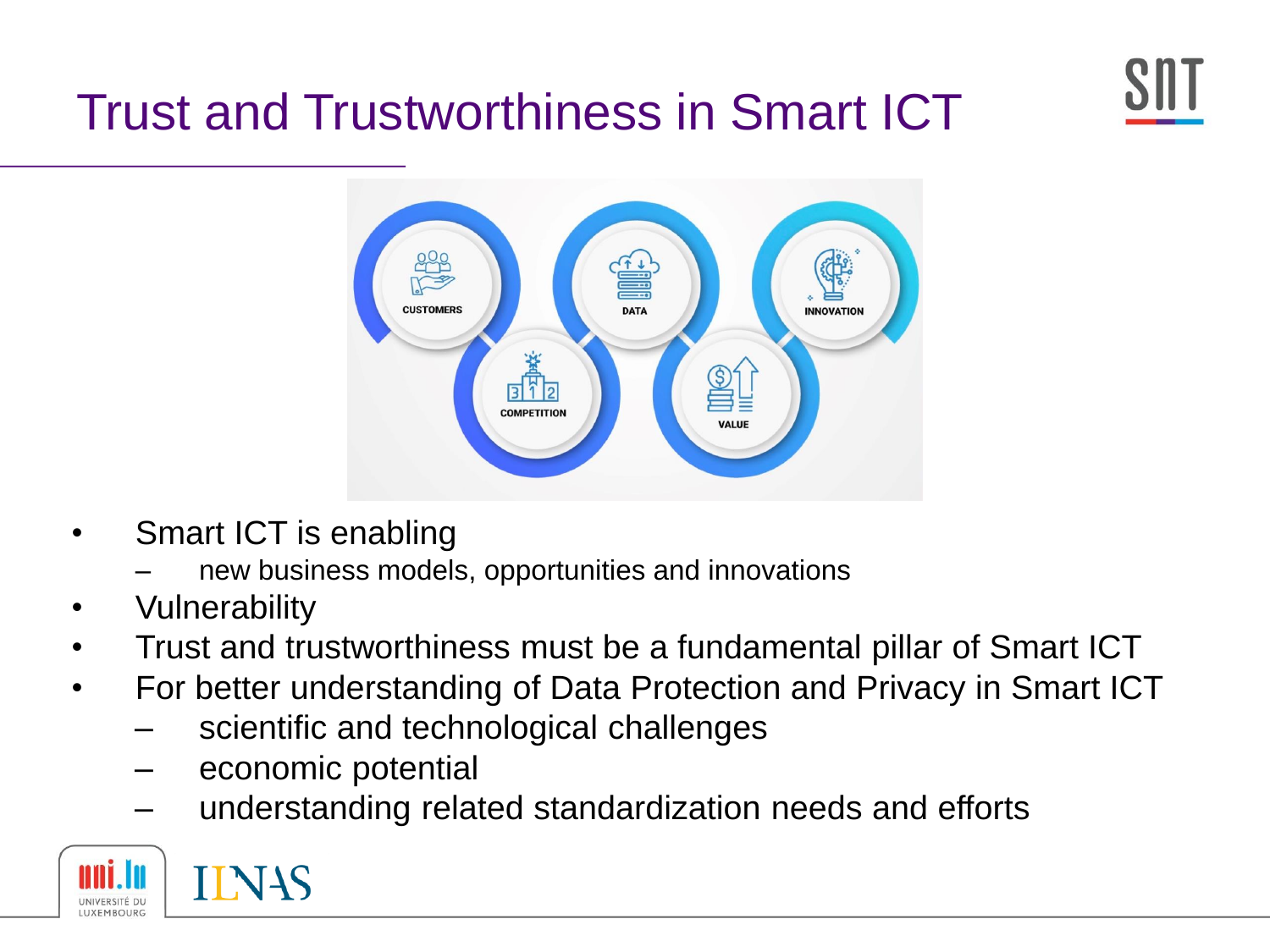# Trust and Trustworthiness in Smart ICT

- Smart ICT is enabling
  - new business models, opportunities and innovations
- Vulnerability
- Trust and trustworthiness must be a fundamental pillar of Smart ICT
- For better understanding of Data Protection and Privacy in Smart ICT
  - scientific and technological challenges
  - economic potential
  - understanding related standardization needs and efforts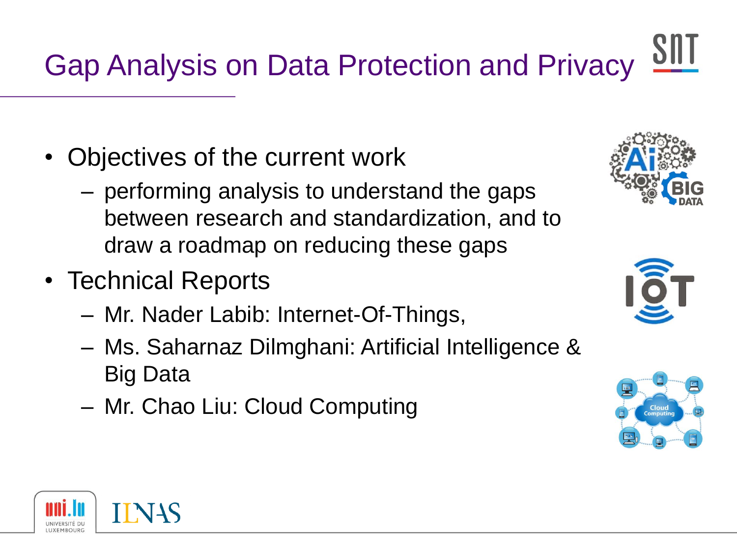# Gap Analysis on Data Protection and Privacy

- Objectives of the current work
  - performing analysis to understand the gaps between research and standardization, and to draw a roadmap on reducing these gaps
- Technical Reports
  - Mr. Nader Labib: Internet-Of-Things,
  - Ms. Saharnaz Dilmghani: Artificial Intelligence & Big Data
  - Mr. Chao Liu: Cloud Computing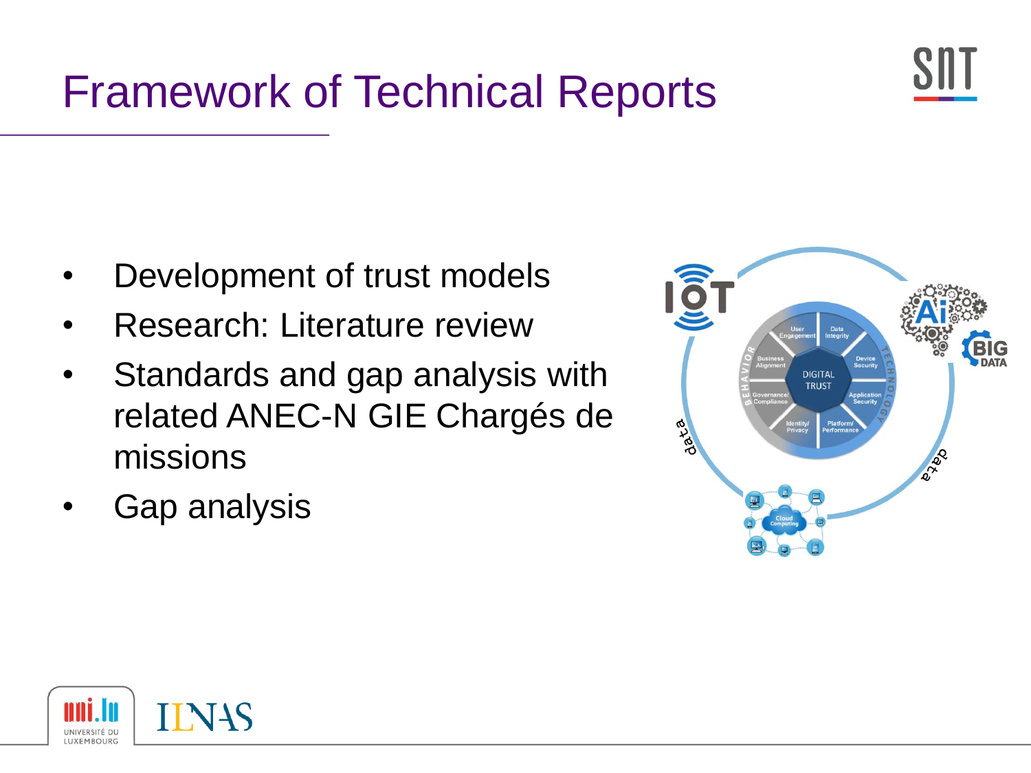# Framework of Technical Reports

- Development of trust models
- Research: Literature review
- Standards and gap analysis with related ANEC-N GIE Chargés de missions
- Gap analysis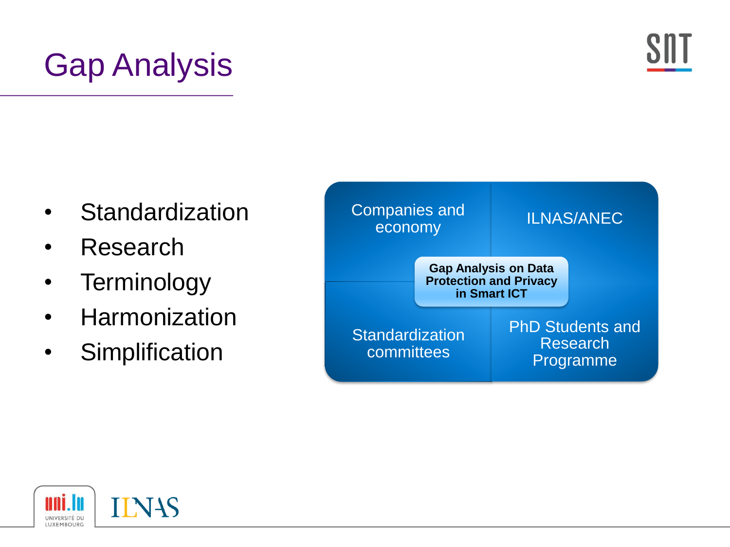# Gap Analysis

- Standardization
- Research
- Terminology
- Harmonization
- Simplification

Companies and economy

ILNAS/ANEC

**Gap Analysis on Data Protection and Privacy in Smart ICT**

Standardization committees

PhD Students and Research Programme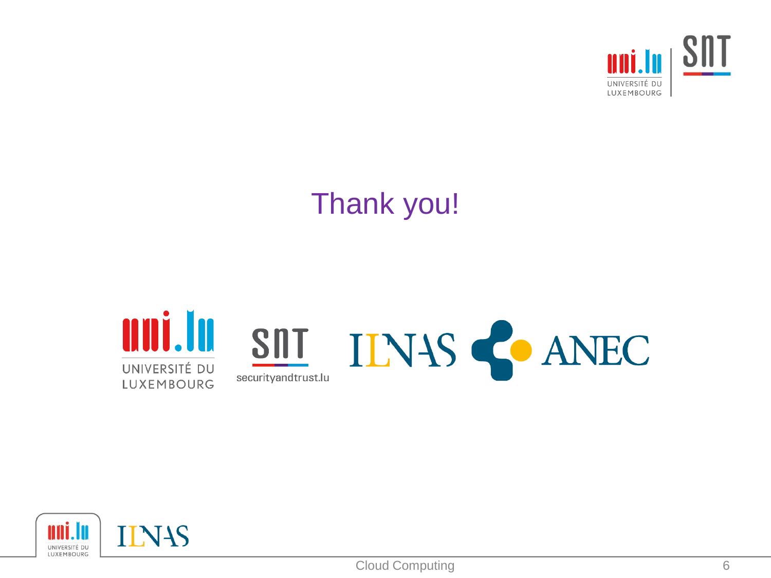# Thank you!